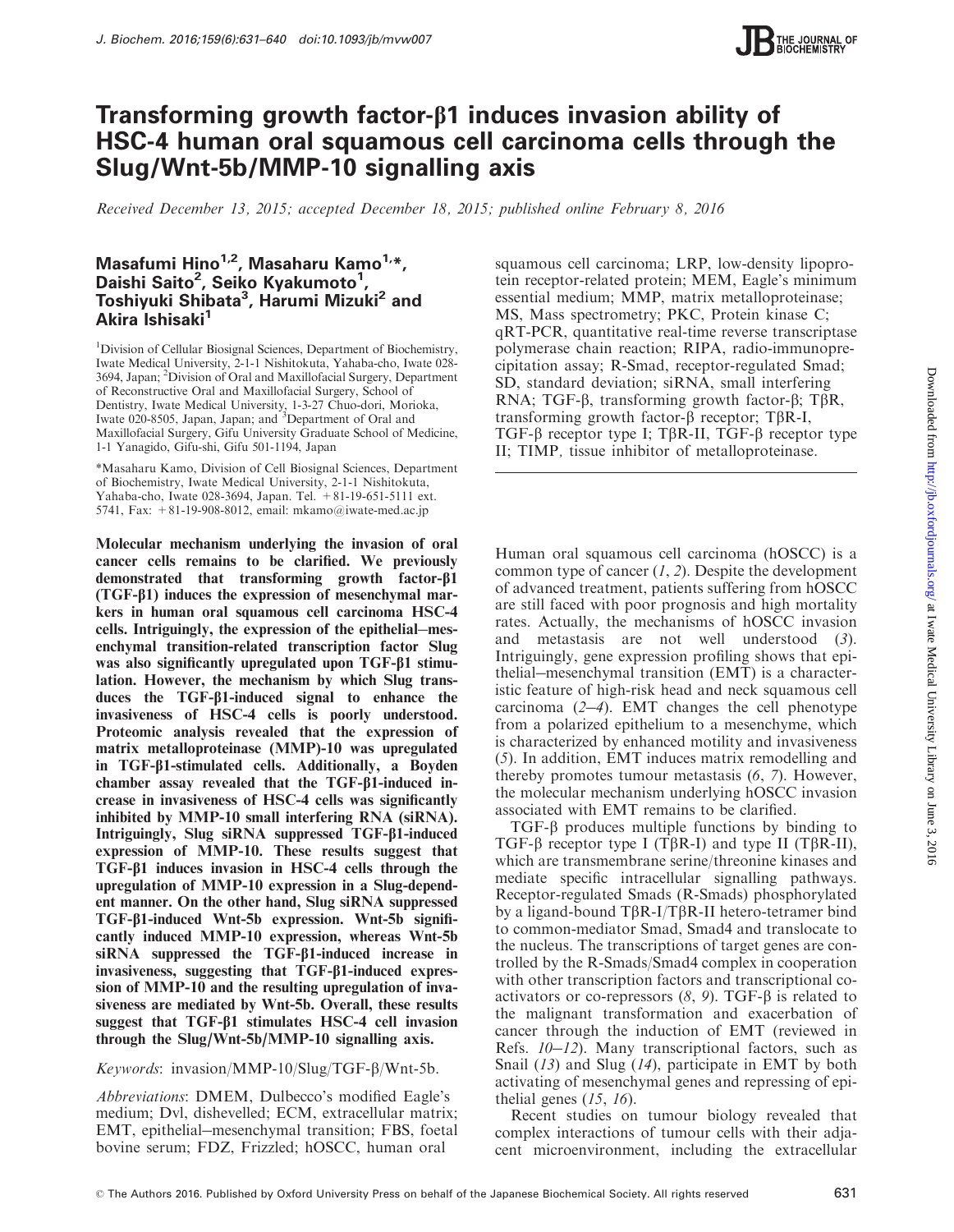# Transforming growth factor-β1 induces invasion ability of HSC-4 human oral squamous cell carcinoma cells through the Slug/Wnt-5b/MMP-10 signalling axis

*Received December 13, 2015; accepted December 18, 2015; published online February 8, 2016*

## Masafumi Hino[1,2], Masaharu Kamo[1,*], Daishi Saito[2], Seiko Kyakumoto[1], Toshiyuki Shibata[3], Harumi Mizuki[2] and Akira Ishisaki[1]

[1]Division of Cellular Biosignal Sciences, Department of Biochemistry, Iwate Medical University, 2-1-1 Nishitokuta, Yahaba-cho, Iwate 028-3694, Japan; [2]Division of Oral and Maxillofacial Surgery, Department of Reconstructive Oral and Maxillofacial Surgery, School of Dentistry, Iwate Medical University, 1-3-27 Chuo-dori, Morioka, Iwate 020-8505, Japan, Japan; and [3]Department of Oral and Maxillofacial Surgery, Gifu University Graduate School of Medicine, 1-1 Yanagido, Gifu-shi, Gifu 501-1194, Japan

*Masaharu Kamo, Division of Cell Biosignal Sciences, Department of Biochemistry, Iwate Medical University, 2-1-1 Nishitokuta, Yahaba-cho, Iwate 028-3694, Japan. Tel. +81-19-651-5111 ext. 5741, Fax: +81-19-908-8012, email: mkamo@iwate-med.ac.jp

**Molecular mechanism underlying the invasion of oral cancer cells remains to be clarified. We previously demonstrated that transforming growth factor-β1 (TGF-β1) induces the expression of mesenchymal markers in human oral squamous cell carcinoma HSC-4 cells. Intriguingly, the expression of the epithelial–mesenchymal transition-related transcription factor Slug was also significantly upregulated upon TGF-β1 stimulation. However, the mechanism by which Slug transduces the TGF-β1-induced signal to enhance the invasiveness of HSC-4 cells is poorly understood. Proteomic analysis revealed that the expression of matrix metalloproteinase (MMP)-10 was upregulated in TGF-β1-stimulated cells. Additionally, a Boyden chamber assay revealed that the TGF-β1-induced increase in invasiveness of HSC-4 cells was significantly inhibited by MMP-10 small interfering RNA (siRNA). Intriguingly, Slug siRNA suppressed TGF-β1-induced expression of MMP-10. These results suggest that TGF-β1 induces invasion in HSC-4 cells through the upregulation of MMP-10 expression in a Slug-dependent manner. On the other hand, Slug siRNA suppressed TGF-β1-induced Wnt-5b expression. Wnt-5b significantly induced MMP-10 expression, whereas Wnt-5b siRNA suppressed the TGF-β1-induced increase in invasiveness, suggesting that TGF-β1-induced expression of MMP-10 and the resulting upregulation of invasiveness are mediated by Wnt-5b. Overall, these results suggest that TGF-β1 stimulates HSC-4 cell invasion through the Slug/Wnt-5b/MMP-10 signalling axis.**

*Keywords*: invasion/MMP-10/Slug/TGF-β/Wnt-5b.

*Abbreviations*: DMEM, Dulbecco's modified Eagle's medium; Dvl, dishevelled; ECM, extracellular matrix; EMT, epithelial–mesenchymal transition; FBS, foetal bovine serum; FDZ, Frizzled; hOSCC, human oral squamous cell carcinoma; LRP, low-density lipoprotein receptor-related protein; MEM, Eagle's minimum essential medium; MMP, matrix metalloproteinase; MS, Mass spectrometry; PKC, Protein kinase C; qRT-PCR, quantitative real-time reverse transcriptase polymerase chain reaction; RIPA, radio-immunoprecipitation assay; R-Smad, receptor-regulated Smad; SD, standard deviation; siRNA, small interfering RNA; TGF-β, transforming growth factor-β; TβR, transforming growth factor-β receptor; TβR-I, TGF-β receptor type I; TβR-II, TGF-β receptor type II; TIMP, tissue inhibitor of metalloproteinase.

Human oral squamous cell carcinoma (hOSCC) is a common type of cancer (*1*, *2*). Despite the development of advanced treatment, patients suffering from hOSCC are still faced with poor prognosis and high mortality rates. Actually, the mechanisms of hOSCC invasion and metastasis are not well understood (*3*). Intriguingly, gene expression profiling shows that epithelial–mesenchymal transition (EMT) is a characteristic feature of high-risk head and neck squamous cell carcinoma (*2*–*4*). EMT changes the cell phenotype from a polarized epithelium to a mesenchyme, which is characterized by enhanced motility and invasiveness (*5*). In addition, EMT induces matrix remodelling and thereby promotes tumour metastasis (*6*, *7*). However, the molecular mechanism underlying hOSCC invasion associated with EMT remains to be clarified.

TGF-β produces multiple functions by binding to TGF-β receptor type I (TβR-I) and type II (TβR-II), which are transmembrane serine/threonine kinases and mediate specific intracellular signalling pathways. Receptor-regulated Smads (R-Smads) phosphorylated by a ligand-bound TβR-I/TβR-II hetero-tetramer bind to common-mediator Smad, Smad4 and translocate to the nucleus. The transcriptions of target genes are controlled by the R-Smads/Smad4 complex in cooperation with other transcription factors and transcriptional co-activators or co-repressors (*8*, *9*). TGF-β is related to the malignant transformation and exacerbation of cancer through the induction of EMT (reviewed in Refs. *10*–*12*). Many transcriptional factors, such as Snail (*13*) and Slug (*14*), participate in EMT by both activating of mesenchymal genes and repressing of epithelial genes (*15*, *16*).

Recent studies on tumour biology revealed that complex interactions of tumour cells with their adjacent microenvironment, including the extracellular

© The Authors 2016. Published by Oxford University Press on behalf of the Japanese Biochemical Society. All rights reserved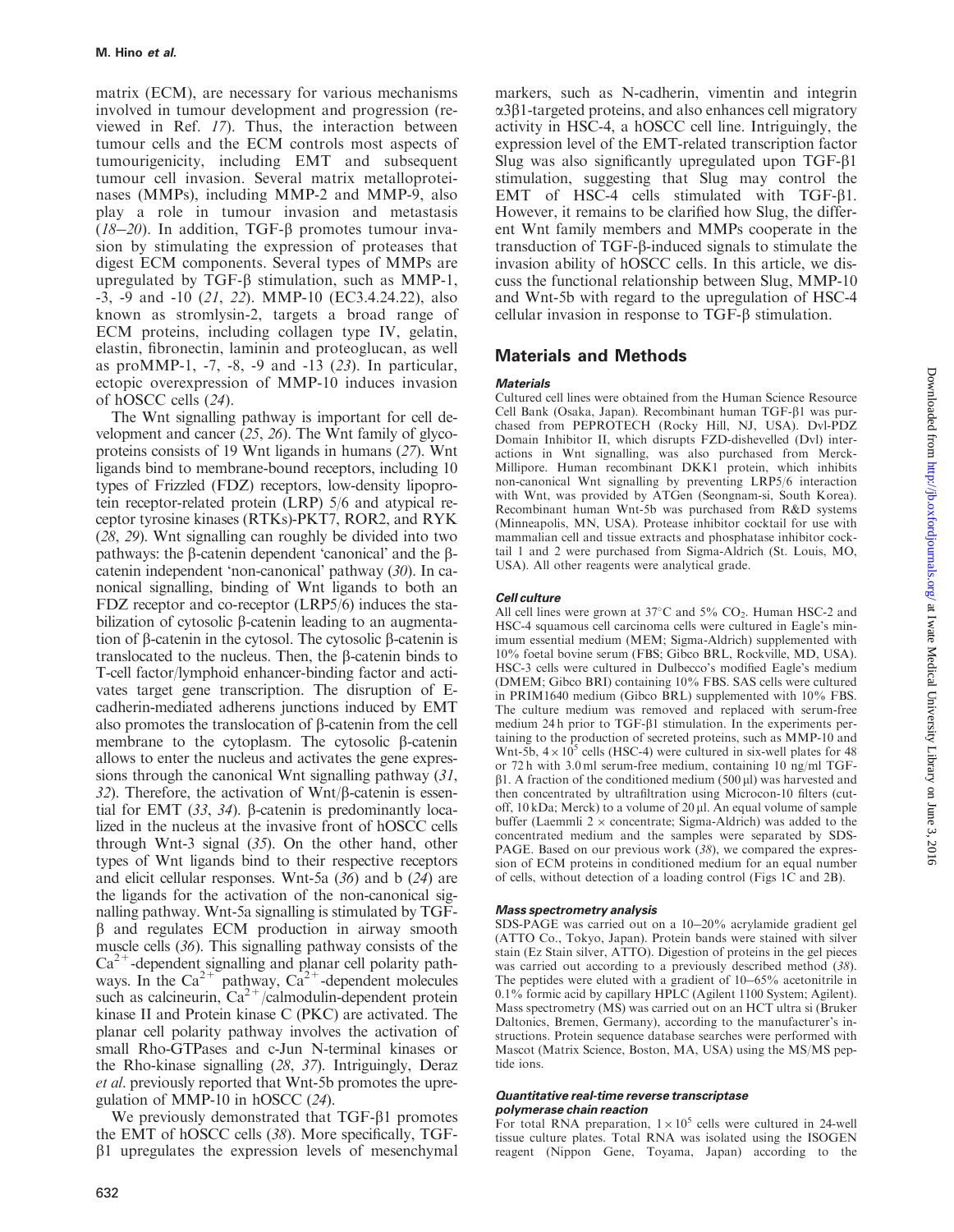matrix (ECM), are necessary for various mechanisms involved in tumour development and progression (reviewed in Ref. *17*). Thus, the interaction between tumour cells and the ECM controls most aspects of tumourigenicity, including EMT and subsequent tumour cell invasion. Several matrix metalloproteinases (MMPs), including MMP-2 and MMP-9, also play a role in tumour invasion and metastasis (*18–20*). In addition, TGF-β promotes tumour invasion by stimulating the expression of proteases that digest ECM components. Several types of MMPs are upregulated by TGF-β stimulation, such as MMP-1, -3, -9 and -10 (*21*, *22*). MMP-10 (EC3.4.24.22), also known as stromlysin-2, targets a broad range of ECM proteins, including collagen type IV, gelatin, elastin, fibronectin, laminin and proteoglucan, as well as proMMP-1, -7, -8, -9 and -13 (*23*). In particular, ectopic overexpression of MMP-10 induces invasion of hOSCC cells (*24*).

The Wnt signalling pathway is important for cell development and cancer (*25*, *26*). The Wnt family of glycoproteins consists of 19 Wnt ligands in humans (*27*). Wnt ligands bind to membrane-bound receptors, including 10 types of Frizzled (FDZ) receptors, low-density lipoprotein receptor-related protein (LRP) 5/6 and atypical receptor tyrosine kinases (RTKs)-PKT7, ROR2, and RYK (*28*, *29*). Wnt signalling can roughly be divided into two pathways: the β-catenin dependent 'canonical' and the β-catenin independent 'non-canonical' pathway (*30*). In canonical signalling, binding of Wnt ligands to both an FDZ receptor and co-receptor (LRP5/6) induces the stabilization of cytosolic β-catenin leading to an augmentation of β-catenin in the cytosol. The cytosolic β-catenin is translocated to the nucleus. Then, the β-catenin binds to T-cell factor/lymphoid enhancer-binding factor and activates target gene transcription. The disruption of E-cadherin-mediated adherens junctions induced by EMT also promotes the translocation of β-catenin from the cell membrane to the cytoplasm. The cytosolic β-catenin allows to enter the nucleus and activates the gene expressions through the canonical Wnt signalling pathway (*31*, *32*). Therefore, the activation of Wnt/β-catenin is essential for EMT (*33*, *34*). β-catenin is predominantly localized in the nucleus at the invasive front of hOSCC cells through Wnt-3 signal (*35*). On the other hand, other types of Wnt ligands bind to their respective receptors and elicit cellular responses. Wnt-5a (*36*) and b (*24*) are the ligands for the activation of the non-canonical signalling pathway. Wnt-5a signalling is stimulated by TGF-β and regulates ECM production in airway smooth muscle cells (*36*). This signalling pathway consists of the $Ca^{2+}$-dependent signalling and planar cell polarity pathways. In the $Ca^{2+}$ pathway, $Ca^{2+}$-dependent molecules such as calcineurin, $Ca^{2+}$/calmodulin-dependent protein kinase II and Protein kinase C (PKC) are activated. The planar cell polarity pathway involves the activation of small Rho-GTPases and c-Jun N-terminal kinases or the Rho-kinase signalling (*28*, *37*). Intriguingly, Deraz *et al.* previously reported that Wnt-5b promotes the upregulation of MMP-10 in hOSCC (*24*).

We previously demonstrated that TGF-β1 promotes the EMT of hOSCC cells (*38*). More specifically, TGF-β1 upregulates the expression levels of mesenchymal markers, such as N-cadherin, vimentin and integrin α3β1-targeted proteins, and also enhances cell migratory activity in HSC-4, a hOSCC cell line. Intriguingly, the expression level of the EMT-related transcription factor Slug was also significantly upregulated upon TGF-β1 stimulation, suggesting that Slug may control the EMT of HSC-4 cells stimulated with TGF-β1. However, it remains to be clarified how Slug, the different Wnt family members and MMPs cooperate in the transduction of TGF-β-induced signals to stimulate the invasion ability of hOSCC cells. In this article, we discuss the functional relationship between Slug, MMP-10 and Wnt-5b with regard to the upregulation of HSC-4 cellular invasion in response to TGF-β stimulation.

## Materials and Methods

### *Materials*

Cultured cell lines were obtained from the Human Science Resource Cell Bank (Osaka, Japan). Recombinant human TGF-β1 was purchased from PEPROTECH (Rocky Hill, NJ, USA). Dvl-PDZ Domain Inhibitor II, which disrupts FZD-dishevelled (Dvl) interactions in Wnt signalling, was also purchased from Merck-Millipore. Human recombinant DKK1 protein, which inhibits non-canonical Wnt signalling by preventing LRP5/6 interaction with Wnt, was provided by ATGen (Seongnam-si, South Korea). Recombinant human Wnt-5b was purchased from R&D systems (Minneapolis, MN, USA). Protease inhibitor cocktail for use with mammalian cell and tissue extracts and phosphatase inhibitor cocktail 1 and 2 were purchased from Sigma-Aldrich (St. Louis, MO, USA). All other reagents were analytical grade.

### *Cell culture*

All cell lines were grown at 37°C and 5% $CO_2$. Human HSC-2 and HSC-4 squamous cell carcinoma cells were cultured in Eagle's minimum essential medium (MEM; Sigma-Aldrich) supplemented with 10% foetal bovine serum (FBS; Gibco BRL, Rockville, MD, USA). HSC-3 cells were cultured in Dulbecco's modified Eagle's medium (DMEM; Gibco BRl) containing 10% FBS. SAS cells were cultured in PRIM1640 medium (Gibco BRL) supplemented with 10% FBS. The culture medium was removed and replaced with serum-free medium 24 h prior to TGF-β1 stimulation. In the experiments pertaining to the production of secreted proteins, such as MMP-10 and Wnt-5b, $4 \times 10^5$ cells (HSC-4) were cultured in six-well plates for 48 or 72 h with 3.0 ml serum-free medium, containing 10 ng/ml TGF-β1. A fraction of the conditioned medium (500 μl) was harvested and then concentrated by ultrafiltration using Microcon-10 filters (cut-off, 10 kDa; Merck) to a volume of 20 μl. An equal volume of sample buffer (Laemmli 2 × concentrate; Sigma-Aldrich) was added to the concentrated medium and the samples were separated by SDS-PAGE. Based on our previous work (*38*), we compared the expression of ECM proteins in conditioned medium for an equal number of cells, without detection of a loading control (Figs 1C and 2B).

### *Mass spectrometry analysis*

SDS-PAGE was carried out on a 10–20% acrylamide gradient gel (ATTO Co., Tokyo, Japan). Protein bands were stained with silver stain (Ez Stain silver, ATTO). Digestion of proteins in the gel pieces was carried out according to a previously described method (*38*). The peptides were eluted with a gradient of 10–65% acetonitrile in 0.1% formic acid by capillary HPLC (Agilent 1100 System; Agilent). Mass spectrometry (MS) was carried out on an HCT ultra si (Bruker Daltonics, Bremen, Germany), according to the manufacturer's instructions. Protein sequence database searches were performed with Mascot (Matrix Science, Boston, MA, USA) using the MS/MS peptide ions.

### *Quantitative real-time reverse transcriptase polymerase chain reaction*

For total RNA preparation, $1 \times 10^5$ cells were cultured in 24-well tissue culture plates. Total RNA was isolated using the ISOGEN reagent (Nippon Gene, Toyama, Japan) according to the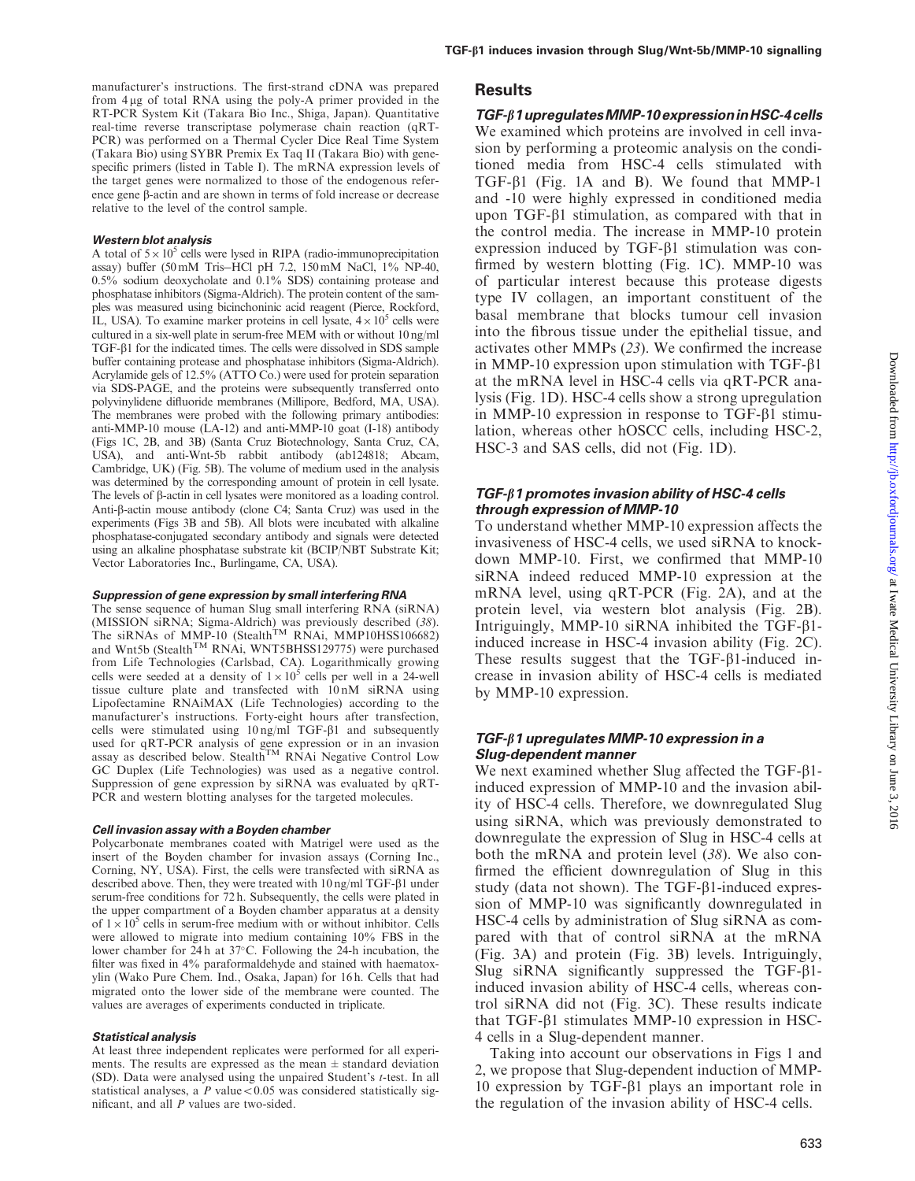manufacturer's instructions. The first-strand cDNA was prepared from 4 μg of total RNA using the poly-A primer provided in the RT-PCR System Kit (Takara Bio Inc., Shiga, Japan). Quantitative real-time reverse transcriptase polymerase chain reaction (qRT-PCR) was performed on a Thermal Cycler Dice Real Time System (Takara Bio) using SYBR Premix Ex Taq II (Takara Bio) with gene-specific primers (listed in Table I). The mRNA expression levels of the target genes were normalized to those of the endogenous reference gene β-actin and are shown in terms of fold increase or decrease relative to the level of the control sample.

#### *Western blot analysis*

A total of $5 \times 10^5$ cells were lysed in RIPA (radio-immunoprecipitation assay) buffer (50 mM Tris–HCl pH 7.2, 150 mM NaCl, 1% NP-40, 0.5% sodium deoxycholate and 0.1% SDS) containing protease and phosphatase inhibitors (Sigma-Aldrich). The protein content of the samples was measured using bicinchoninic acid reagent (Pierce, Rockford, IL, USA). To examine marker proteins in cell lysate, $4 \times 10^5$ cells were cultured in a six-well plate in serum-free MEM with or without 10 ng/ml TGF-β1 for the indicated times. The cells were dissolved in SDS sample buffer containing protease and phosphatase inhibitors (Sigma-Aldrich). Acrylamide gels of 12.5% (ATTO Co.) were used for protein separation via SDS-PAGE, and the proteins were subsequently transferred onto polyvinylidene difluoride membranes (Millipore, Bedford, MA, USA). The membranes were probed with the following primary antibodies: anti-MMP-10 mouse (LA-12) and anti-MMP-10 goat (I-18) antibody (Figs 1C, 2B, and 3B) (Santa Cruz Biotechnology, Santa Cruz, CA, USA), and anti-Wnt-5b rabbit antibody (ab124818; Abcam, Cambridge, UK) (Fig. 5B). The volume of medium used in the analysis was determined by the corresponding amount of protein in cell lysate. The levels of β-actin in cell lysates were monitored as a loading control. Anti-β-actin mouse antibody (clone C4; Santa Cruz) was used in the experiments (Figs 3B and 5B). All blots were incubated with alkaline phosphatase-conjugated secondary antibody and signals were detected using an alkaline phosphatase substrate kit (BCIP/NBT Substrate Kit; Vector Laboratories Inc., Burlingame, CA, USA).

#### *Suppression of gene expression by small interfering RNA*

The sense sequence of human Slug small interfering RNA (siRNA) (MISSION siRNA; Sigma-Aldrich) was previously described (*38*). The siRNAs of MMP-10 (Stealth™ RNAi, MMP10HSS106682) and Wnt5b (Stealth™ RNAi, WNT5BHSS129775) were purchased from Life Technologies (Carlsbad, CA). Logarithmically growing cells were seeded at a density of $1 \times 10^5$ cells per well in a 24-well tissue culture plate and transfected with 10 nM siRNA using Lipofectamine RNAiMAX (Life Technologies) according to the manufacturer's instructions. Forty-eight hours after transfection, cells were stimulated using 10 ng/ml TGF-β1 and subsequently used for qRT-PCR analysis of gene expression or in an invasion assay as described below. Stealth™ RNAi Negative Control Low GC Duplex (Life Technologies) was used as a negative control. Suppression of gene expression by siRNA was evaluated by qRT-PCR and western blotting analyses for the targeted molecules.

#### *Cell invasion assay with a Boyden chamber*

Polycarbonate membranes coated with Matrigel were used as the insert of the Boyden chamber for invasion assays (Corning Inc., Corning, NY, USA). First, the cells were transfected with siRNA as described above. Then, they were treated with 10 ng/ml TGF-β1 under serum-free conditions for 72 h. Subsequently, the cells were plated in the upper compartment of a Boyden chamber apparatus at a density of $1 \times 10^5$ cells in serum-free medium with or without inhibitor. Cells were allowed to migrate into medium containing 10% FBS in the lower chamber for 24 h at 37°C. Following the 24-h incubation, the filter was fixed in 4% paraformaldehyde and stained with haematoxylin (Wako Pure Chem. Ind., Osaka, Japan) for 16 h. Cells that had migrated onto the lower side of the membrane were counted. The values are averages of experiments conducted in triplicate.

#### *Statistical analysis*

At least three independent replicates were performed for all experiments. The results are expressed as the mean ± standard deviation (SD). Data were analysed using the unpaired Student's *t*-test. In all statistical analyses, a $P$ value $< 0.05$ was considered statistically significant, and all $P$ values are two-sided.

## Results

#### *TGF-β1 upregulates MMP-10 expression in HSC-4 cells*

We examined which proteins are involved in cell invasion by performing a proteomic analysis on the conditioned media from HSC-4 cells stimulated with TGF-β1 (Fig. 1A and B). We found that MMP-1 and -10 were highly expressed in conditioned media upon TGF-β1 stimulation, as compared with that in the control media. The increase in MMP-10 protein expression induced by TGF-β1 stimulation was confirmed by western blotting (Fig. 1C). MMP-10 was of particular interest because this protease digests type IV collagen, an important constituent of the basal membrane that blocks tumour cell invasion into the fibrous tissue under the epithelial tissue, and activates other MMPs (*23*). We confirmed the increase in MMP-10 expression upon stimulation with TGF-β1 at the mRNA level in HSC-4 cells via qRT-PCR analysis (Fig. 1D). HSC-4 cells show a strong upregulation in MMP-10 expression in response to TGF-β1 stimulation, whereas other hOSCC cells, including HSC-2, HSC-3 and SAS cells, did not (Fig. 1D).

#### *TGF-β1 promotes invasion ability of HSC-4 cells through expression of MMP-10*

To understand whether MMP-10 expression affects the invasiveness of HSC-4 cells, we used siRNA to knockdown MMP-10. First, we confirmed that MMP-10 siRNA indeed reduced MMP-10 expression at the mRNA level, using qRT-PCR (Fig. 2A), and at the protein level, via western blot analysis (Fig. 2B). Intriguingly, MMP-10 siRNA inhibited the TGF-β1-induced increase in HSC-4 invasion ability (Fig. 2C). These results suggest that the TGF-β1-induced increase in invasion ability of HSC-4 cells is mediated by MMP-10 expression.

#### *TGF-β1 upregulates MMP-10 expression in a Slug-dependent manner*

We next examined whether Slug affected the TGF-β1-induced expression of MMP-10 and the invasion ability of HSC-4 cells. Therefore, we downregulated Slug using siRNA, which was previously demonstrated to downregulate the expression of Slug in HSC-4 cells at both the mRNA and protein level (*38*). We also confirmed the efficient downregulation of Slug in this study (data not shown). The TGF-β1-induced expression of MMP-10 was significantly downregulated in HSC-4 cells by administration of Slug siRNA as compared with that of control siRNA at the mRNA (Fig. 3A) and protein (Fig. 3B) levels. Intriguingly, Slug siRNA significantly suppressed the TGF-β1-induced invasion ability of HSC-4 cells, whereas control siRNA did not (Fig. 3C). These results indicate that TGF-β1 stimulates MMP-10 expression in HSC-4 cells in a Slug-dependent manner.

Taking into account our observations in Figs 1 and 2, we propose that Slug-dependent induction of MMP-10 expression by TGF-β1 plays an important role in the regulation of the invasion ability of HSC-4 cells.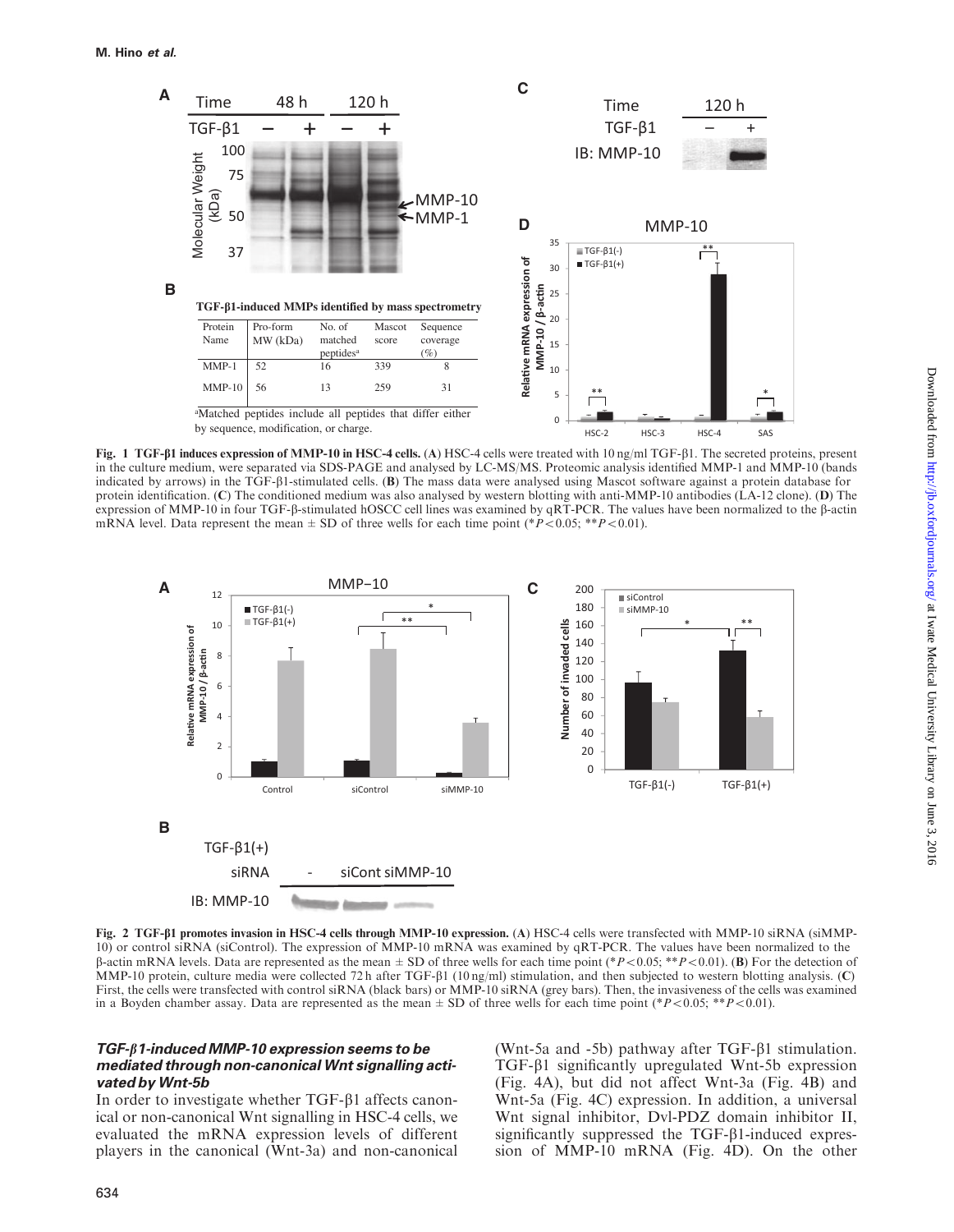A

Time 48 h 120 h

TGF-β1 − + − +

Molecular Weight (kDa)

100

75

50

37

MMP-10

MMP-1

B

TGF-β1-induced MMPs identified by mass spectrometry

| Protein Name | Pro-form MW (kDa) | No. of matched peptides[a] | Mascot score | Sequence coverage (%) |
|---|---|---|---|---|
| MMP-1 | 52 | 16 | 339 | 8 |
| MMP-10 | 56 | 13 | 259 | 31 |

[a]Matched peptides include all peptides that differ either by sequence, modification, or charge.

C

Time 120 h

TGF-β1 − +

IB: MMP-10

D

MMP-10

Relative mRNA expression of MMP-10 / β-actin

35 30 25 20 15 10 5 0

TGF-β1(-)

TGF-β1(+)

** ** ** *

HSC-2 HSC-3 HSC-4 SAS

**Fig. 1 TGF-β1 induces expression of MMP-10 in HSC-4 cells.** (**A**) HSC-4 cells were treated with 10 ng/ml TGF-β1. The secreted proteins, present in the culture medium, were separated via SDS-PAGE and analysed by LC-MS/MS. Proteomic analysis identified MMP-1 and MMP-10 (bands indicated by arrows) in the TGF-β1-stimulated cells. (**B**) The mass data were analysed using Mascot software against a protein database for protein identification. (**C**) The conditioned medium was also analysed by western blotting with anti-MMP-10 antibodies (LA-12 clone). (**D**) The expression of MMP-10 in four TGF-β-stimulated hOSCC cell lines was examined by qRT-PCR. The values have been normalized to the β-actin mRNA level. Data represent the mean ± SD of three wells for each time point (*$P<0.05$; **$P<0.01$).

A

MMP−10

Relative mRNA expression of MMP-10 / β-actin

12 10 8 6 4 2 0

TGF-β1(-)

TGF-β1(+)

** *

Control siControl siMMP-10

B

TGF-β1(+)

siRNA - siCont siMMP-10

IB: MMP-10

C

Number of invaded cells

200 180 160 140 120 100 80 60 40 20 0

siControl

siMMP-10

* **

TGF-β1(-) TGF-β1(+)

**Fig. 2 TGF-β1 promotes invasion in HSC-4 cells through MMP-10 expression.** (**A**) HSC-4 cells were transfected with MMP-10 siRNA (siMMP-10) or control siRNA (siControl). The expression of MMP-10 mRNA was examined by qRT-PCR. The values have been normalized to the β-actin mRNA levels. Data are represented as the mean ± SD of three wells for each time point (*$P<0.05$; **$P<0.01$). (**B**) For the detection of MMP-10 protein, culture media were collected 72 h after TGF-β1 (10 ng/ml) stimulation, and then subjected to western blotting analysis. (**C**) First, the cells were transfected with control siRNA (black bars) or MMP-10 siRNA (grey bars). Then, the invasiveness of the cells was examined in a Boyden chamber assay. Data are represented as the mean ± SD of three wells for each time point (*$P<0.05$; **$P<0.01$).

### *TGF-β1-induced MMP-10 expression seems to be mediated through non-canonical Wnt signalling activated by Wnt-5b*

In order to investigate whether TGF-β1 affects canonical or non-canonical Wnt signalling in HSC-4 cells, we evaluated the mRNA expression levels of different players in the canonical (Wnt-3a) and non-canonical (Wnt-5a and -5b) pathway after TGF-β1 stimulation. TGF-β1 significantly upregulated Wnt-5b expression (Fig. 4A), but did not affect Wnt-3a (Fig. 4B) and Wnt-5a (Fig. 4C) expression. In addition, a universal Wnt signal inhibitor, Dvl-PDZ domain inhibitor II, significantly suppressed the TGF-β1-induced expression of MMP-10 mRNA (Fig. 4D). On the other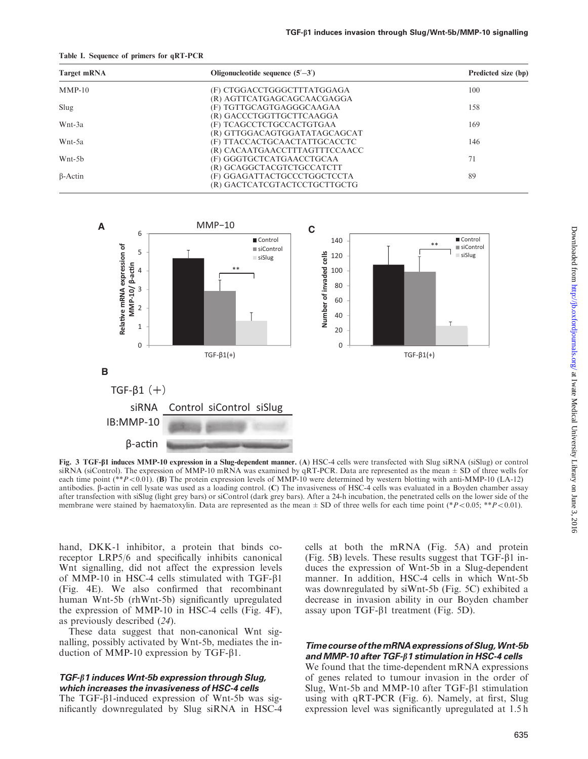**Table I. Sequence of primers for qRT-PCR**

| Target mRNA | Oligonucleotide sequence (5′–3′) | Predicted size (bp) |
|---|---|---|
| MMP-10 | (F) CTGGACCTGGGCTTTATGGAGA<br>(R) AGTTCATGAGCAGCAACGAGGA | 100 |
| Slug | (F) TGTTGCAGTGAGGGCAAGAA<br>(R) GACCCTGGTTGCTTCAAGGA | 158 |
| Wnt-3a | (F) TCAGCCTCTGCCACTGTGAA<br>(R) GTTGGACAGTGGATATAGCAGCAT | 169 |
| Wnt-5a | (F) TTACCACTGCAACTATTGCACCTC<br>(R) CACAATGAACCTTTAGTTTCCAACC | 146 |
| Wnt-5b | (F) GGGTGCTCATGAACCTGCAA<br>(R) GCAGGCTACGTCTGCCATCT | 71 |
| β-Actin | (F) GGAGATTACTGCCCTGGCTCCTA<br>(R) GACTCATCGTACTCCTGCTTGCTG | 89 |

A

MMP−10

Relative mRNA expression of MMP-10/ β-actin

6 5 4 3 2 1 0

Control siControl siSlug

**

TGF-β1(+)

C

Number of invaded cells

140 120 100 80 60 40 20 0

Control siControl siSlug

**

TGF-β1(+)

B

TGF-β1 (+)

siRNA Control siControl siSlug

IB:MMP-10

β-actin

**Fig. 3 TGF-β1 induces MMP-10 expression in a Slug-dependent manner.** (**A**) HSC-4 cells were transfected with Slug siRNA (siSlug) or control siRNA (siControl). The expression of MMP-10 mRNA was examined by qRT-PCR. Data are represented as the mean ± SD of three wells for each time point (**$P<0.01$). (**B**) The protein expression levels of MMP-10 were determined by western blotting with anti-MMP-10 (LA-12) antibodies. β-actin in cell lysate was used as a loading control. (**C**) The invasiveness of HSC-4 cells was evaluated in a Boyden chamber assay after transfection with siSlug (light grey bars) or siControl (dark grey bars). After a 24-h incubation, the penetrated cells on the lower side of the membrane were stained by haematoxylin. Data are represented as the mean ± SD of three wells for each time point (*$P<0.05$; **$P<0.01$).

hand, DKK-1 inhibitor, a protein that binds co-receptor LRP5/6 and specifically inhibits canonical Wnt signalling, did not affect the expression levels of MMP-10 in HSC-4 cells stimulated with TGF-β1 (Fig. 4E). We also confirmed that recombinant human Wnt-5b (rhWnt-5b) significantly upregulated the expression of MMP-10 in HSC-4 cells (Fig. 4F), as previously described (*24*).

These data suggest that non-canonical Wnt signalling, possibly activated by Wnt-5b, mediates the induction of MMP-10 expression by TGF-β1.

### *TGF-β1 induces Wnt-5b expression through Slug, which increases the invasiveness of HSC-4 cells*

The TGF-β1-induced expression of Wnt-5b was significantly downregulated by Slug siRNA in HSC-4 cells at both the mRNA (Fig. 5A) and protein (Fig. 5B) levels. These results suggest that TGF-β1 induces the expression of Wnt-5b in a Slug-dependent manner. In addition, HSC-4 cells in which Wnt-5b was downregulated by siWnt-5b (Fig. 5C) exhibited a decrease in invasion ability in our Boyden chamber assay upon TGF-β1 treatment (Fig. 5D).

### *Time course of the mRNA expressions of Slug, Wnt-5b and MMP-10 after TGF-β1 stimulation in HSC-4 cells*

We found that the time-dependent mRNA expressions of genes related to tumour invasion in the order of Slug, Wnt-5b and MMP-10 after TGF-β1 stimulation using with qRT-PCR (Fig. 6). Namely, at first, Slug expression level was significantly upregulated at 1.5 h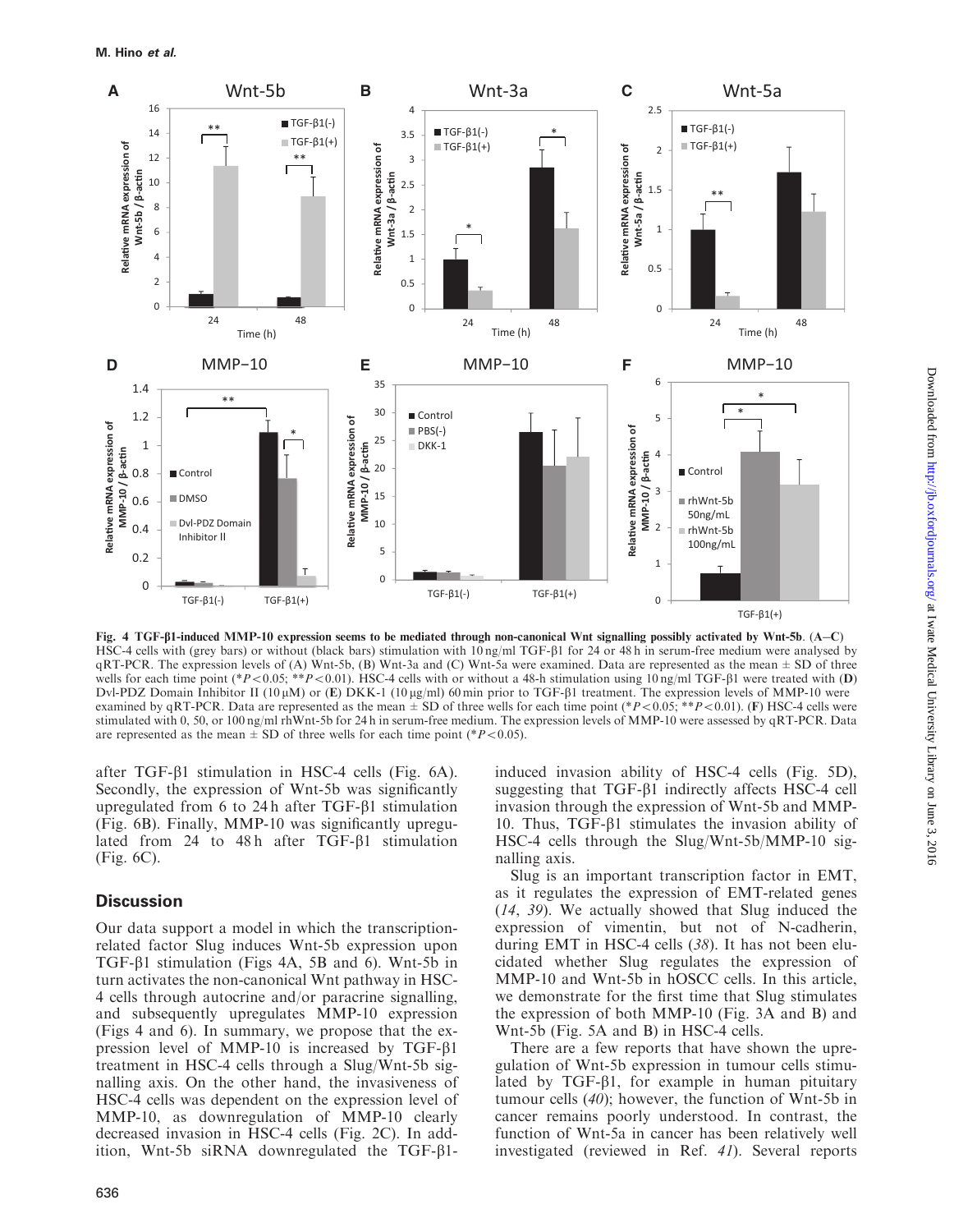A Wnt-5b

16
14
12
10
8
6
4
2
0

Relative mRNA expression of Wnt-5b / β-actin

■ TGF-β1(-)
■ TGF-β1(+)

**
**

24 48
Time (h)

B Wnt-3a

4
3.5
3
2.5
2
1.5
1
0.5
0

Relative mRNA expression of Wnt-3a / β-actin

■ TGF-β1(-)
■ TGF-β1(+)

*
*

24 48
Time (h)

C Wnt-5a

2.5
2
1.5
1
0.5
0

Relative mRNA expression of Wnt-5a / β-actin

■ TGF-β1(-)
■ TGF-β1(+)

**

24 48
Time (h)

D MMP-10

1.4
1.2
1
0.8
0.6
0.4
0.2
0

Relative mRNA expression of MMP-10 / β-actin

■ Control
■ DMSO
■ Dvl-PDZ Domain Inhibitor II

**
*

TGF-β1(-) TGF-β1(+)

E MMP-10

35
30
25
20
15
10
5
0

Relative mRNA expression of MMP-10 / β-actin

■ Control
■ PBS(-)
■ DKK-1

TGF-β1(-) TGF-β1(+)

F MMP-10

6
5
4
3
2
1
0

Relative mRNA expression of MMP-10 / β-actin

■ Control
■ rhWnt-5b 50ng/mL
■ rhWnt-5b 100ng/mL

*
*

TGF-β1(+)

**Fig. 4 TGF-β1-induced MMP-10 expression seems to be mediated through non-canonical Wnt signalling possibly activated by Wnt-5b.** (A–C) HSC-4 cells with (grey bars) or without (black bars) stimulation with 10 ng/ml TGF-β1 for 24 or 48 h in serum-free medium were analysed by qRT-PCR. The expression levels of (A) Wnt-5b, (B) Wnt-3a and (C) Wnt-5a were examined. Data are represented as the mean ± SD of three wells for each time point (*$P < 0.05$; **$P < 0.01$). HSC-4 cells with or without a 48-h stimulation using 10 ng/ml TGF-β1 were treated with (D) Dvl-PDZ Domain Inhibitor II (10 μM) or (E) DKK-1 (10 μg/ml) 60 min prior to TGF-β1 treatment. The expression levels of MMP-10 were examined by qRT-PCR. Data are represented as the mean ± SD of three wells for each time point (*$P < 0.05$; **$P < 0.01$). (F) HSC-4 cells were stimulated with 0, 50, or 100 ng/ml rhWnt-5b for 24 h in serum-free medium. The expression levels of MMP-10 were assessed by qRT-PCR. Data are represented as the mean ± SD of three wells for each time point (*$P < 0.05$).

after TGF-β1 stimulation in HSC-4 cells (Fig. 6A). Secondly, the expression of Wnt-5b was significantly upregulated from 6 to 24 h after TGF-β1 stimulation (Fig. 6B). Finally, MMP-10 was significantly upregulated from 24 to 48 h after TGF-β1 stimulation (Fig. 6C).

## Discussion

Our data support a model in which the transcription-related factor Slug induces Wnt-5b expression upon TGF-β1 stimulation (Figs 4A, 5B and 6). Wnt-5b in turn activates the non-canonical Wnt pathway in HSC-4 cells through autocrine and/or paracrine signalling, and subsequently upregulates MMP-10 expression (Figs 4 and 6). In summary, we propose that the expression level of MMP-10 is increased by TGF-β1 treatment in HSC-4 cells through a Slug/Wnt-5b signalling axis. On the other hand, the invasiveness of HSC-4 cells was dependent on the expression level of MMP-10, as downregulation of MMP-10 clearly decreased invasion in HSC-4 cells (Fig. 2C). In addition, Wnt-5b siRNA downregulated the TGF-β1-induced invasion ability of HSC-4 cells (Fig. 5D), suggesting that TGF-β1 indirectly affects HSC-4 cell invasion through the expression of Wnt-5b and MMP-10. Thus, TGF-β1 stimulates the invasion ability of HSC-4 cells through the Slug/Wnt-5b/MMP-10 signalling axis.

Slug is an important transcription factor in EMT, as it regulates the expression of EMT-related genes (*14*, *39*). We actually showed that Slug induced the expression of vimentin, but not of N-cadherin, during EMT in HSC-4 cells (*38*). It has not been elucidated whether Slug regulates the expression of MMP-10 and Wnt-5b in hOSCC cells. In this article, we demonstrate for the first time that Slug stimulates the expression of both MMP-10 (Fig. 3A and B) and Wnt-5b (Fig. 5A and B) in HSC-4 cells.

There are a few reports that have shown the upregulation of Wnt-5b expression in tumour cells stimulated by TGF-β1, for example in human pituitary tumour cells (*40*); however, the function of Wnt-5b in cancer remains poorly understood. In contrast, the function of Wnt-5a in cancer has been relatively well investigated (reviewed in Ref. *41*). Several reports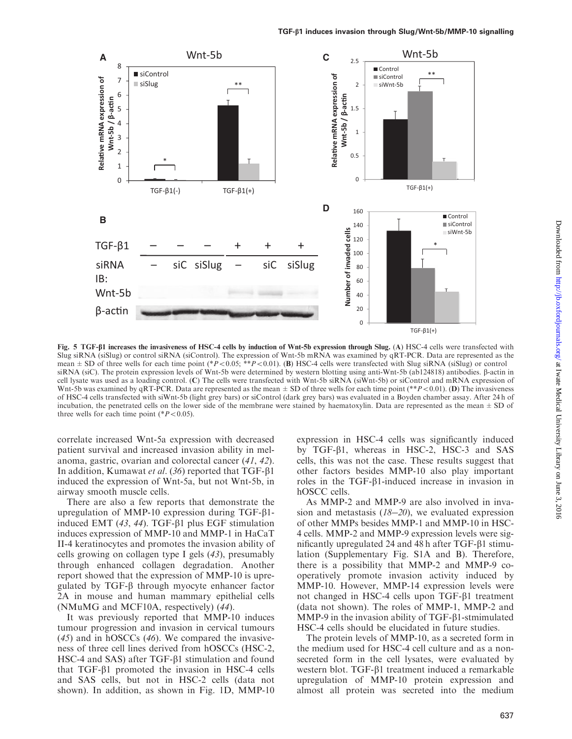Wnt-5b

A

Relative mRNA expression of Wnt-5b / β-actin

8
7
6
5
4
3
2
1
0

siControl
siSlug

*
**

TGF-β1(-)
TGF-β1(+)

B

TGF-β1 – – – + + +

siRNA – siC siSlug – siC siSlug

IB:

Wnt-5b

β-actin

C

Wnt-5b

Relative mRNA expression of Wnt-5b / β-actin

2.5
2
1.5
1
0.5
0

Control
siControl
siWnt-5b

**

TGF-β1(+)

D

Number of invaded cells

160
140
120
100
80
60
40
20
0

Control
siControl
siWnt-5b

*

TGF-β1(+)

**Fig. 5 TGF-β1 increases the invasiveness of HSC-4 cells by induction of Wnt-5b expression through Slug.** (**A**) HSC-4 cells were transfected with Slug siRNA (siSlug) or control siRNA (siControl). The expression of Wnt-5b mRNA was examined by qRT-PCR. Data are represented as the mean ± SD of three wells for each time point (*$P < 0.05$; **$P < 0.01$). (**B**) HSC-4 cells were transfected with Slug siRNA (siSlug) or control siRNA (siC). The protein expression levels of Wnt-5b were determined by western blotting using anti-Wnt-5b (ab124818) antibodies. β-actin in cell lysate was used as a loading control. (**C**) The cells were transfected with Wnt-5b siRNA (siWnt-5b) or siControl and mRNA expression of Wnt-5b was examined by qRT-PCR. Data are represented as the mean ± SD of three wells for each time point (**$P < 0.01$). (**D**) The invasiveness of HSC-4 cells transfected with siWnt-5b (light grey bars) or siControl (dark grey bars) was evaluated in a Boyden chamber assay. After 24 h of incubation, the penetrated cells on the lower side of the membrane were stained by haematoxylin. Data are represented as the mean ± SD of three wells for each time point (*$P < 0.05$).

correlate increased Wnt-5a expression with decreased patient survival and increased invasion ability in melanoma, gastric, ovarian and colorectal cancer (*41*, *42*). In addition, Kumawat *et al.* (*36*) reported that TGF-β1 induced the expression of Wnt-5a, but not Wnt-5b, in airway smooth muscle cells.

There are also a few reports that demonstrate the upregulation of MMP-10 expression during TGF-β1-induced EMT (*43*, *44*). TGF-β1 plus EGF stimulation induces expression of MMP-10 and MMP-1 in HaCaT II-4 keratinocytes and promotes the invasion ability of cells growing on collagen type I gels (*43*), presumably through enhanced collagen degradation. Another report showed that the expression of MMP-10 is upregulated by TGF-β through myocyte enhancer factor 2A in mouse and human mammary epithelial cells (NMuMG and MCF10A, respectively) (*44*).

It was previously reported that MMP-10 induces tumour progression and invasion in cervical tumours (*45*) and in hOSCCs (*46*). We compared the invasiveness of three cell lines derived from hOSCCs (HSC-2, HSC-4 and SAS) after TGF-β1 stimulation and found that TGF-β1 promoted the invasion in HSC-4 cells and SAS cells, but not in HSC-2 cells (data not shown). In addition, as shown in Fig. 1D, MMP-10 expression in HSC-4 cells was significantly induced by TGF-β1, whereas in HSC-2, HSC-3 and SAS cells, this was not the case. These results suggest that other factors besides MMP-10 also play important roles in the TGF-β1-induced increase in invasion in hOSCC cells.

As MMP-2 and MMP-9 are also involved in invasion and metastasis (*18*–*20*), we evaluated expression of other MMPs besides MMP-1 and MMP-10 in HSC-4 cells. MMP-2 and MMP-9 expression levels were significantly upregulated 24 and 48 h after TGF-β1 stimulation (Supplementary Fig. S1A and B). Therefore, there is a possibility that MMP-2 and MMP-9 cooperatively promote invasion activity induced by MMP-10. However, MMP-14 expression levels were not changed in HSC-4 cells upon TGF-β1 treatment (data not shown). The roles of MMP-1, MMP-2 and MMP-9 in the invasion ability of TGF-β1-stimulated HSC-4 cells should be elucidated in future studies.

The protein levels of MMP-10, as a secreted form in the medium used for HSC-4 cell culture and as a non-secreted form in the cell lysates, were evaluated by western blot. TGF-β1 treatment induced a remarkable upregulation of MMP-10 protein expression and almost all protein was secreted into the medium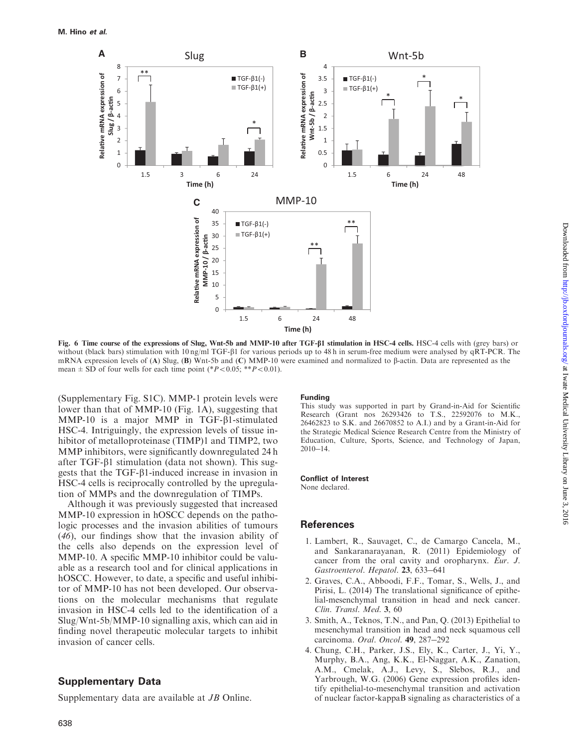A

Slug

8
7
6
5
4
3
2
1
0

Relative mRNA expression of Slug / β-actin

**
*

TGF-β1(-)
TGF-β1(+)

1.5
3
6
24

Time (h)

B

Wnt-5b

4
3.5
3
2.5
2
1.5
1
0.5
0

Relative mRNA expression of Wnt-5b / β-actin

*
*
*

TGF-β1(-)
TGF-β1(+)

1.5
6
24
48

Time (h)

C

MMP-10

40
35
30
25
20
15
10
5
0

Relative mRNA expression of MMP-10 / β-actin

**
**

TGF-β1(-)
TGF-β1(+)

1.5
6
24
48

Time (h)

**Fig. 6 Time course of the expressions of Slug, Wnt-5b and MMP-10 after TGF-β1 stimulation in HSC-4 cells.** HSC-4 cells with (grey bars) or without (black bars) stimulation with 10 ng/ml TGF-β1 for various periods up to 48 h in serum-free medium were analysed by qRT-PCR. The mRNA expression levels of (**A**) Slug, (**B**) Wnt-5b and (**C**) MMP-10 were examined and normalized to β-actin. Data are represented as the mean ± SD of four wells for each time point (* $P < 0.05$; ** $P < 0.01$).

(Supplementary Fig. S1C). MMP-1 protein levels were lower than that of MMP-10 (Fig. 1A), suggesting that MMP-10 is a major MMP in TGF-β1-stimulated HSC-4. Intriguingly, the expression levels of tissue inhibitor of metalloproteinase (TIMP)1 and TIMP2, two MMP inhibitors, were significantly downregulated 24 h after TGF-β1 stimulation (data not shown). This suggests that the TGF-β1-induced increase in invasion in HSC-4 cells is reciprocally controlled by the upregulation of MMPs and the downregulation of TIMPs.

Although it was previously suggested that increased MMP-10 expression in hOSCC depends on the pathologic processes and the invasion abilities of tumours (*46*), our findings show that the invasion ability of the cells also depends on the expression level of MMP-10. A specific MMP-10 inhibitor could be valuable as a research tool and for clinical applications in hOSCC. However, to date, a specific and useful inhibitor of MMP-10 has not been developed. Our observations on the molecular mechanisms that regulate invasion in HSC-4 cells led to the identification of a Slug/Wnt-5b/MMP-10 signalling axis, which can aid in finding novel therapeutic molecular targets to inhibit invasion of cancer cells.

## Supplementary Data

Supplementary data are available at *JB* Online.

**Funding**

This study was supported in part by Grand-in-Aid for Scientific Research (Grant nos 26293426 to T.S., 22592076 to M.K., 26462823 to S.K. and 26670852 to A.I.) and by a Grant-in-Aid for the Strategic Medical Science Research Centre from the Ministry of Education, Culture, Sports, Science, and Technology of Japan, 2010–14.

**Conflict of Interest**

None declared.

## References

1. Lambert, R., Sauvaget, C., de Camargo Cancela, M., and Sankaranarayanan, R. (2011) Epidemiology of cancer from the oral cavity and oropharynx. *Eur. J. Gastroenterol. Hepatol.* **23**, 633–641
2. Graves, C.A., Abboodi, F.F., Tomar, S., Wells, J., and Pirisi, L. (2014) The translational significance of epithelial-mesenchymal transition in head and neck cancer. *Clin. Transl. Med.* **3**, 60
3. Smith, A., Teknos, T.N., and Pan, Q. (2013) Epithelial to mesenchymal transition in head and neck squamous cell carcinoma. *Oral. Oncol.* **49**, 287–292
4. Chung, C.H., Parker, J.S., Ely, K., Carter, J., Yi, Y., Murphy, B.A., Ang, K.K., El-Naggar, A.K., Zanation, A.M., Cmelak, A.J., Levy, S., Slebos, R.J., and Yarbrough, W.G. (2006) Gene expression profiles identify epithelial-to-mesenchymal transition and activation of nuclear factor-kappaB signaling as characteristics of a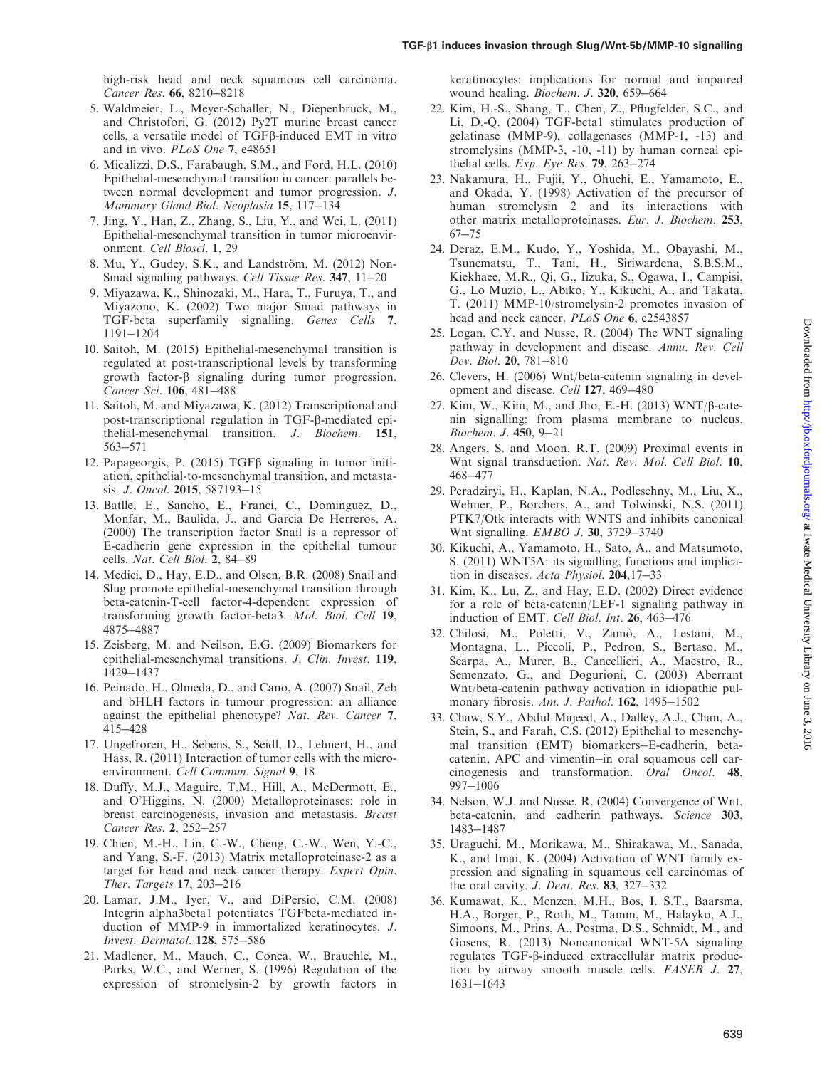high-risk head and neck squamous cell carcinoma. *Cancer Res.* **66**, 8210–8218

5. Waldmeier, L., Meyer-Schaller, N., Diepenbruck, M., and Christofori, G. (2012) Py2T murine breast cancer cells, a versatile model of TGFβ-induced EMT in vitro and in vivo. *PLoS One* **7**, e48651
6. Micalizzi, D.S., Farabaugh, S.M., and Ford, H.L. (2010) Epithelial-mesenchymal transition in cancer: parallels between normal development and tumor progression. *J. Mammary Gland Biol. Neoplasia* **15**, 117–134
7. Jing, Y., Han, Z., Zhang, S., Liu, Y., and Wei, L. (2011) Epithelial-mesenchymal transition in tumor microenvironment. *Cell Biosci.* **1**, 29
8. Mu, Y., Gudey, S.K., and Landström, M. (2012) Non-Smad signaling pathways. *Cell Tissue Res.* **347**, 11–20
9. Miyazawa, K., Shinozaki, M., Hara, T., Furuya, T., and Miyazono, K. (2002) Two major Smad pathways in TGF-beta superfamily signalling. *Genes Cells* **7**, 1191–1204
10. Saitoh, M. (2015) Epithelial-mesenchymal transition is regulated at post-transcriptional levels by transforming growth factor-β signaling during tumor progression. *Cancer Sci.* **106**, 481–488
11. Saitoh, M. and Miyazawa, K. (2012) Transcriptional and post-transcriptional regulation in TGF-β-mediated epithelial-mesenchymal transition. *J. Biochem.* **151**, 563–571
12. Papageorgis, P. (2015) TGFβ signaling in tumor initiation, epithelial-to-mesenchymal transition, and metastasis. *J. Oncol.* **2015**, 587193–15
13. Batlle, E., Sancho, E., Franci, C., Dominguez, D., Monfar, M., Baulida, J., and Garcia De Herreros, A. (2000) The transcription factor Snail is a repressor of E-cadherin gene expression in the epithelial tumour cells. *Nat. Cell Biol.* **2**, 84–89
14. Medici, D., Hay, E.D., and Olsen, B.R. (2008) Snail and Slug promote epithelial-mesenchymal transition through beta-catenin-T-cell factor-4-dependent expression of transforming growth factor-beta3. *Mol. Biol. Cell* **19**, 4875–4887
15. Zeisberg, M. and Neilson, E.G. (2009) Biomarkers for epithelial-mesenchymal transitions. *J. Clin. Invest.* **119**, 1429–1437
16. Peinado, H., Olmeda, D., and Cano, A. (2007) Snail, Zeb and bHLH factors in tumour progression: an alliance against the epithelial phenotype? *Nat. Rev. Cancer* **7**, 415–428
17. Ungefroren, H., Sebens, S., Seidl, D., Lehnert, H., and Hass, R. (2011) Interaction of tumor cells with the microenvironment. *Cell Commun. Signal* **9**, 18
18. Duffy, M.J., Maguire, T.M., Hill, A., McDermott, E., and O'Higgins, N. (2000) Metalloproteinases: role in breast carcinogenesis, invasion and metastasis. *Breast Cancer Res.* **2**, 252–257
19. Chien, M.-H., Lin, C.-W., Cheng, C.-W., Wen, Y.-C., and Yang, S.-F. (2013) Matrix metalloproteinase-2 as a target for head and neck cancer therapy. *Expert Opin. Ther. Targets* **17**, 203–216
20. Lamar, J.M., Iyer, V., and DiPersio, C.M. (2008) Integrin alpha3beta1 potentiates TGFbeta-mediated induction of MMP-9 in immortalized keratinocytes. *J. Invest. Dermatol.* **128,** 575–586
21. Madlener, M., Mauch, C., Conca, W., Brauchle, M., Parks, W.C., and Werner, S. (1996) Regulation of the expression of stromelysin-2 by growth factors in keratinocytes: implications for normal and impaired wound healing. *Biochem. J.* **320**, 659–664
22. Kim, H.-S., Shang, T., Chen, Z., Pflugfelder, S.C., and Li, D.-Q. (2004) TGF-beta1 stimulates production of gelatinase (MMP-9), collagenases (MMP-1, -13) and stromelysins (MMP-3, -10, -11) by human corneal epithelial cells. *Exp. Eye Res.* **79**, 263–274
23. Nakamura, H., Fujii, Y., Ohuchi, E., Yamamoto, E., and Okada, Y. (1998) Activation of the precursor of human stromelysin 2 and its interactions with other matrix metalloproteinases. *Eur. J. Biochem.* **253**, 67–75
24. Deraz, E.M., Kudo, Y., Yoshida, M., Obayashi, M., Tsunematsu, T., Tani, H., Siriwardena, S.B.S.M., Kiekhaee, M.R., Qi, G., Iizuka, S., Ogawa, I., Campisi, G., Lo Muzio, L., Abiko, Y., Kikuchi, A., and Takata, T. (2011) MMP-10/stromelysin-2 promotes invasion of head and neck cancer. *PLoS One* **6**, e2543857
25. Logan, C.Y. and Nusse, R. (2004) The WNT signaling pathway in development and disease. *Annu. Rev. Cell Dev. Biol.* **20**, 781–810
26. Clevers, H. (2006) Wnt/beta-catenin signaling in development and disease. *Cell* **127**, 469–480
27. Kim, W., Kim, M., and Jho, E.-H. (2013) WNT/β-catenin signalling: from plasma membrane to nucleus. *Biochem. J.* **450**, 9–21
28. Angers, S. and Moon, R.T. (2009) Proximal events in Wnt signal transduction. *Nat. Rev. Mol. Cell Biol.* **10**, 468–477
29. Peradziryi, H., Kaplan, N.A., Podleschny, M., Liu, X., Wehner, P., Borchers, A., and Tolwinski, N.S. (2011) PTK7/Otk interacts with WNTS and inhibits canonical Wnt signalling. *EMBO J.* **30**, 3729–3740
30. Kikuchi, A., Yamamoto, H., Sato, A., and Matsumoto, S. (2011) WNT5A: its signalling, functions and implication in diseases. *Acta Physiol.* **204**,17–33
31. Kim, K., Lu, Z., and Hay, E.D. (2002) Direct evidence for a role of beta-catenin/LEF-1 signaling pathway in induction of EMT. *Cell Biol. Int.* **26**, 463–476
32. Chilosi, M., Poletti, V., Zamò, A., Lestani, M., Montagna, L., Piccoli, P., Pedron, S., Bertaso, M., Scarpa, A., Murer, B., Cancellieri, A., Maestro, R., Semenzato, G., and Dogurioni, C. (2003) Aberrant Wnt/beta-catenin pathway activation in idiopathic pulmonary fibrosis. *Am. J. Pathol.* **162**, 1495–1502
33. Chaw, S.Y., Abdul Majeed, A., Dalley, A.J., Chan, A., Stein, S., and Farah, C.S. (2012) Epithelial to mesenchymal transition (EMT) biomarkers–E-cadherin, beta-catenin, APC and vimentin–in oral squamous cell carcinogenesis and transformation. *Oral Oncol.* **48**, 997–1006
34. Nelson, W.J. and Nusse, R. (2004) Convergence of Wnt, beta-catenin, and cadherin pathways. *Science* **303**, 1483–1487
35. Uraguchi, M., Morikawa, M., Shirakawa, M., Sanada, K., and Imai, K. (2004) Activation of WNT family expression and signaling in squamous cell carcinomas of the oral cavity. *J. Dent. Res.* **83**, 327–332
36. Kumawat, K., Menzen, M.H., Bos, I. S.T., Baarsma, H.A., Borger, P., Roth, M., Tamm, M., Halayko, A.J., Simoons, M., Prins, A., Postma, D.S., Schmidt, M., and Gosens, R. (2013) Noncanonical WNT-5A signaling regulates TGF-β-induced extracellular matrix production by airway smooth muscle cells. *FASEB J.* **27**, 1631–1643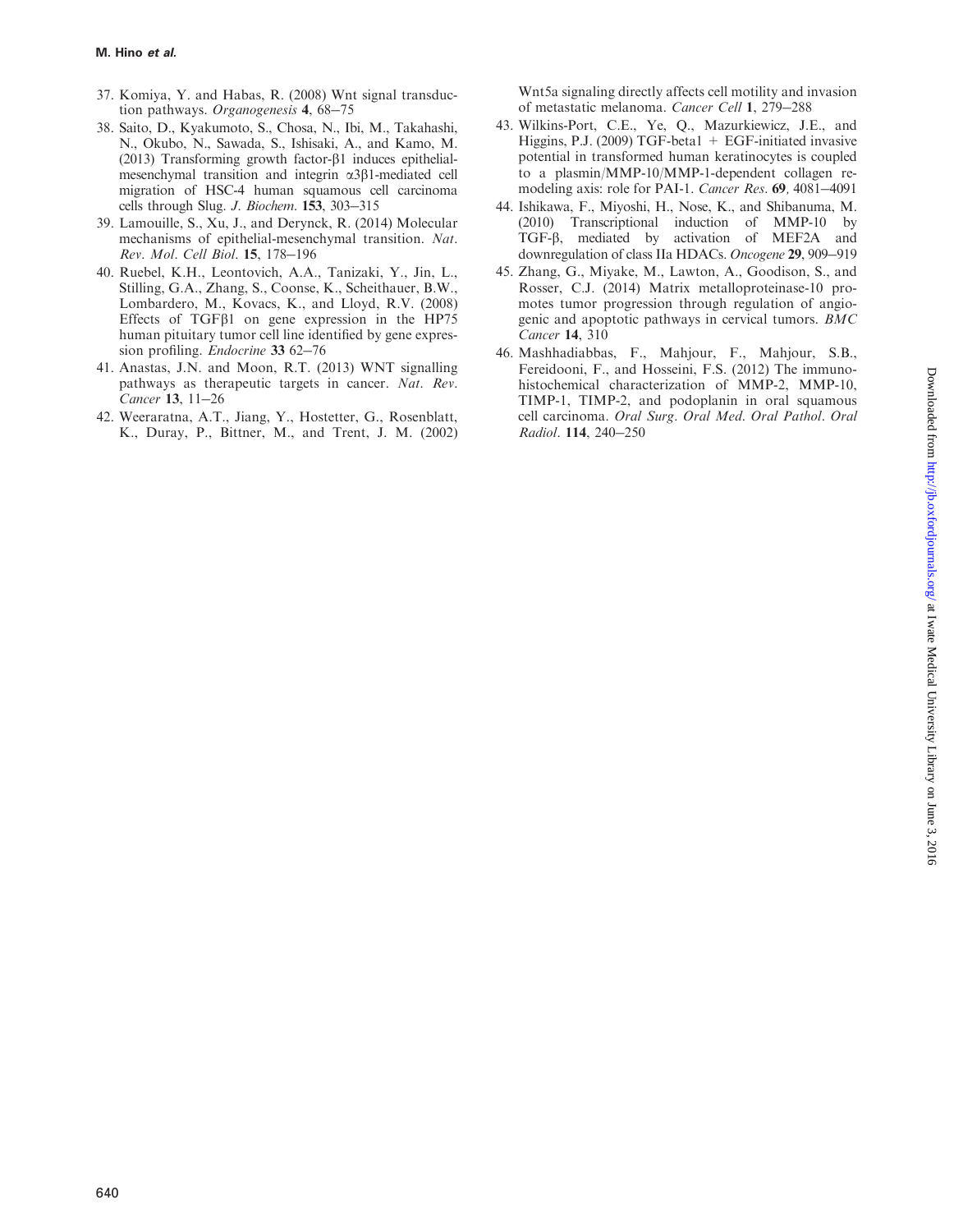37. Komiya, Y. and Habas, R. (2008) Wnt signal transduction pathways. *Organogenesis* **4**, 68–75
38. Saito, D., Kyakumoto, S., Chosa, N., Ibi, M., Takahashi, N., Okubo, N., Sawada, S., Ishisaki, A., and Kamo, M. (2013) Transforming growth factor-β1 induces epithelial-mesenchymal transition and integrin α3β1-mediated cell migration of HSC-4 human squamous cell carcinoma cells through Slug. *J. Biochem*. **153**, 303–315
39. Lamouille, S., Xu, J., and Derynck, R. (2014) Molecular mechanisms of epithelial-mesenchymal transition. *Nat. Rev. Mol. Cell Biol*. **15**, 178–196
40. Ruebel, K.H., Leontovich, A.A., Tanizaki, Y., Jin, L., Stilling, G.A., Zhang, S., Coonse, K., Scheithauer, B.W., Lombardero, M., Kovacs, K., and Lloyd, R.V. (2008) Effects of TGFβ1 on gene expression in the HP75 human pituitary tumor cell line identified by gene expression profiling. *Endocrine* **33** 62–76
41. Anastas, J.N. and Moon, R.T. (2013) WNT signalling pathways as therapeutic targets in cancer. *Nat. Rev. Cancer* **13**, 11–26
42. Weeraratna, A.T., Jiang, Y., Hostetter, G., Rosenblatt, K., Duray, P., Bittner, M., and Trent, J. M. (2002) Wnt5a signaling directly affects cell motility and invasion of metastatic melanoma. *Cancer Cell* **1**, 279–288
43. Wilkins-Port, C.E., Ye, Q., Mazurkiewicz, J.E., and Higgins, P.J. (2009) TGF-beta1 + EGF-initiated invasive potential in transformed human keratinocytes is coupled to a plasmin/MMP-10/MMP-1-dependent collagen remodeling axis: role for PAI-1. *Cancer Res*. **69**, 4081–4091
44. Ishikawa, F., Miyoshi, H., Nose, K., and Shibanuma, M. (2010) Transcriptional induction of MMP-10 by TGF-β, mediated by activation of MEF2A and downregulation of class IIa HDACs. *Oncogene* **29**, 909–919
45. Zhang, G., Miyake, M., Lawton, A., Goodison, S., and Rosser, C.J. (2014) Matrix metalloproteinase-10 promotes tumor progression through regulation of angiogenic and apoptotic pathways in cervical tumors. *BMC Cancer* **14**, 310
46. Mashhadiabbas, F., Mahjour, F., Mahjour, S.B., Fereidooni, F., and Hosseini, F.S. (2012) The immunohistochemical characterization of MMP-2, MMP-10, TIMP-1, TIMP-2, and podoplanin in oral squamous cell carcinoma. *Oral Surg. Oral Med. Oral Pathol. Oral Radiol*. **114**, 240–250